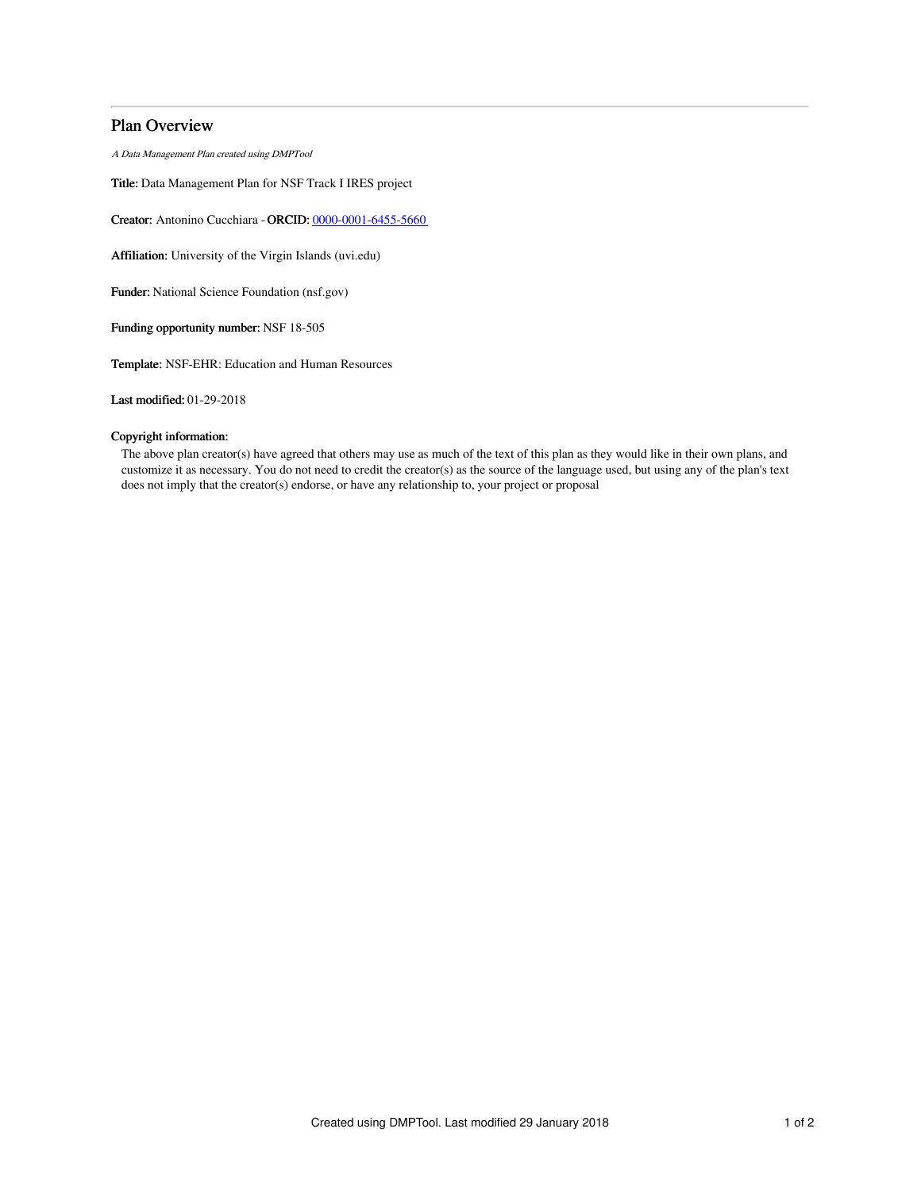# Plan Overview

*A Data Management Plan created using DMPTool*

**Title:** Data Management Plan for NSF Track I IRES project

**Creator:** Antonino Cucchiara - **ORCID:** [0000-0001-6455-5660](https://orcid.org/0000-0001-6455-5660)

**Affiliation:** University of the Virgin Islands (uvi.edu)

**Funder:** National Science Foundation (nsf.gov)

**Funding opportunity number:** NSF 18-505

**Template:** NSF-EHR: Education and Human Resources

**Last modified:** 01-29-2018

**Copyright information:**

The above plan creator(s) have agreed that others may use as much of the text of this plan as they would like in their own plans, and customize it as necessary. You do not need to credit the creator(s) as the source of the language used, but using any of the plan's text does not imply that the creator(s) endorse, or have any relationship to, your project or proposal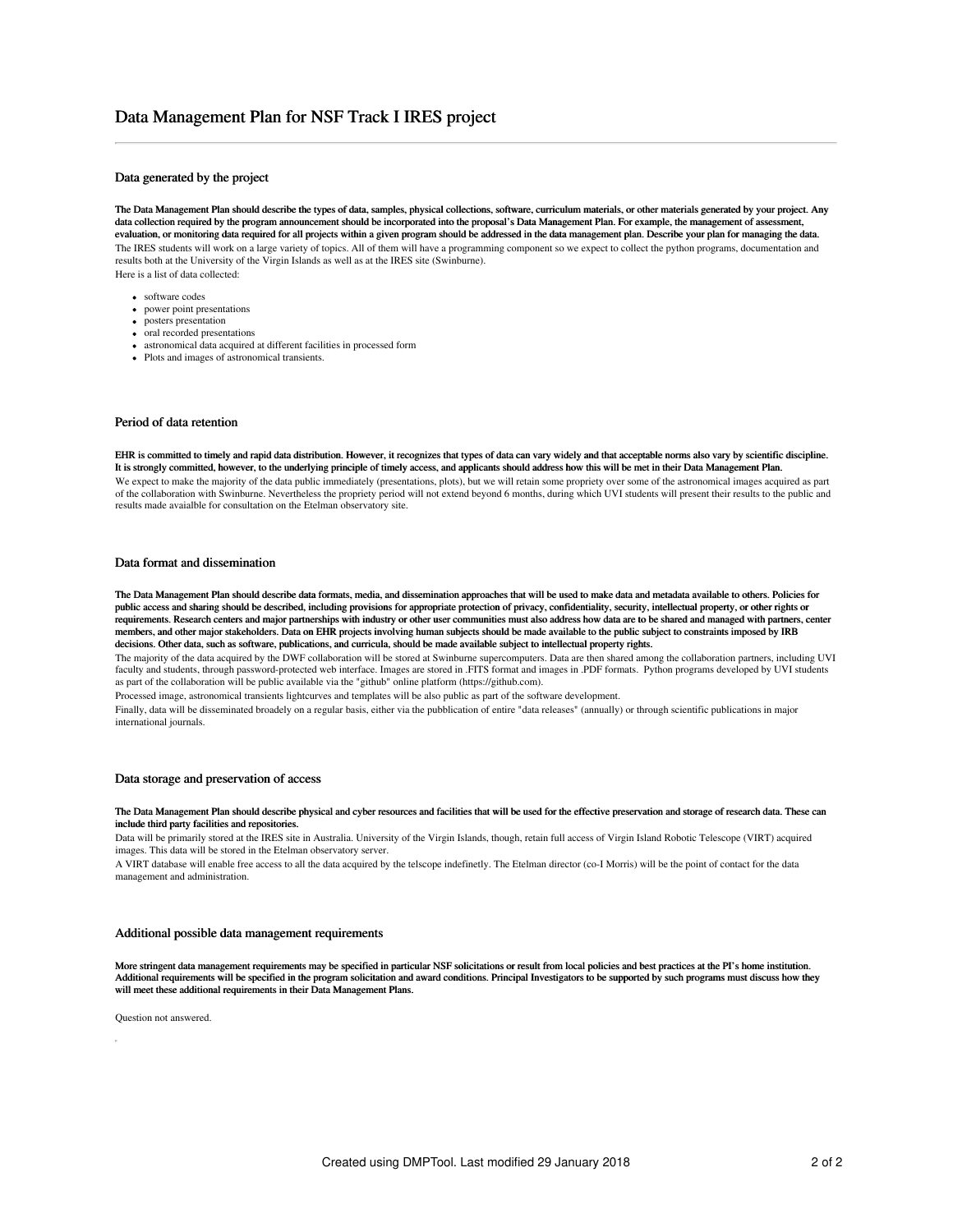# Data Management Plan for NSF Track I IRES project

## Data generated by the project

**The Data Management Plan should describe the types of data, samples, physical collections, software, curriculum materials, or other materials generated by your project. Any data collection required by the program announcement should be incorporated into the proposal's Data Management Plan. For example, the management of assessment, evaluation, or monitoring data required for all projects within a given program should be addressed in the data management plan. Describe your plan for managing the data.**

The IRES students will work on a large variety of topics. All of them will have a programming component so we expect to collect the python programs, documentation and results both at the University of the Virgin Islands as well as at the IRES site (Swinburne).

Here is a list of data collected:

- software codes
- power point presentations
- posters presentation
- oral recorded presentations
- astronomical data acquired at different facilities in processed form
- Plots and images of astronomical transients.

## Period of data retention

**EHR is committed to timely and rapid data distribution. However, it recognizes that types of data can vary widely and that acceptable norms also vary by scientific discipline. It is strongly committed, however, to the underlying principle of timely access, and applicants should address how this will be met in their Data Management Plan.**

We expect to make the majority of the data public immediately (presentations, plots), but we will retain some propriety over some of the astronomical images acquired as part of the collaboration with Swinburne. Nevertheless the propriety period will not extend beyond 6 months, during which UVI students will present their results to the public and results made avaialble for consultation on the Etelman observatory site.

## Data format and dissemination

**The Data Management Plan should describe data formats, media, and dissemination approaches that will be used to make data and metadata available to others. Policies for public access and sharing should be described, including provisions for appropriate protection of privacy, confidentiality, security, intellectual property, or other rights or requirements. Research centers and major partnerships with industry or other user communities must also address how data are to be shared and managed with partners, center members, and other major stakeholders. Data on EHR projects involving human subjects should be made available to the public subject to constraints imposed by IRB decisions. Other data, such as software, publications, and curricula, should be made available subject to intellectual property rights.**

The majority of the data acquired by the DWF collaboration will be stored at Swinburne supercomputers. Data are then shared among the collaboration partners, including UVI faculty and students, through password-protected web interface. Images are stored in .FITS format and images in .PDF formats. Python programs developed by UVI students as part of the collaboration will be public available via the "github" online platform (https://github.com).

Processed image, astronomical transients lightcurves and templates will be also public as part of the software development.

Finally, data will be disseminated broadely on a regular basis, either via the pubblication of entire "data releases" (annually) or through scientific publications in major international journals.

## Data storage and preservation of access

**The Data Management Plan should describe physical and cyber resources and facilities that will be used for the effective preservation and storage of research data. These can include third party facilities and repositories.**

Data will be primarily stored at the IRES site in Australia. University of the Virgin Islands, though, retain full access of Virgin Island Robotic Telescope (VIRT) acquired images. This data will be stored in the Etelman observatory server.

A VIRT database will enable free access to all the data acquired by the telscope indefinetly. The Etelman director (co-I Morris) will be the point of contact for the data management and administration.

## Additional possible data management requirements

**More stringent data management requirements may be specified in particular NSF solicitations or result from local policies and best practices at the PI's home institution. Additional requirements will be specified in the program solicitation and award conditions. Principal Investigators to be supported by such programs must discuss how they will meet these additional requirements in their Data Management Plans.**

Question not answered.